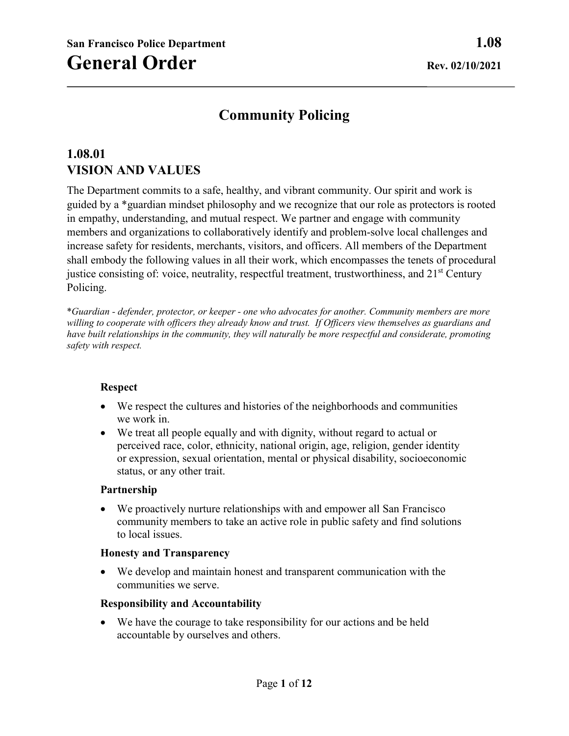**San Francisco Police Department** **1.08**

# General Order

**Rev. 02/10/2021**

## Community Policing

### 1.08.01
### VISION AND VALUES

The Department commits to a safe, healthy, and vibrant community. Our spirit and work is guided by a *guardian mindset philosophy and we recognize that our role as protectors is rooted in empathy, understanding, and mutual respect. We partner and engage with community members and organizations to collaboratively identify and problem-solve local challenges and increase safety for residents, merchants, visitors, and officers. All members of the Department shall embody the following values in all their work, which encompasses the tenets of procedural justice consisting of: voice, neutrality, respectful treatment, trustworthiness, and 21st Century Policing.

*\*Guardian - defender, protector, or keeper - one who advocates for another. Community members are more willing to cooperate with officers they already know and trust. If Officers view themselves as guardians and have built relationships in the community, they will naturally be more respectful and considerate, promoting safety with respect.*

**Respect**

- We respect the cultures and histories of the neighborhoods and communities we work in.
- We treat all people equally and with dignity, without regard to actual or perceived race, color, ethnicity, national origin, age, religion, gender identity or expression, sexual orientation, mental or physical disability, socioeconomic status, or any other trait.

**Partnership**

- We proactively nurture relationships with and empower all San Francisco community members to take an active role in public safety and find solutions to local issues.

**Honesty and Transparency**

- We develop and maintain honest and transparent communication with the communities we serve.

**Responsibility and Accountability**

- We have the courage to take responsibility for our actions and be held accountable by ourselves and others.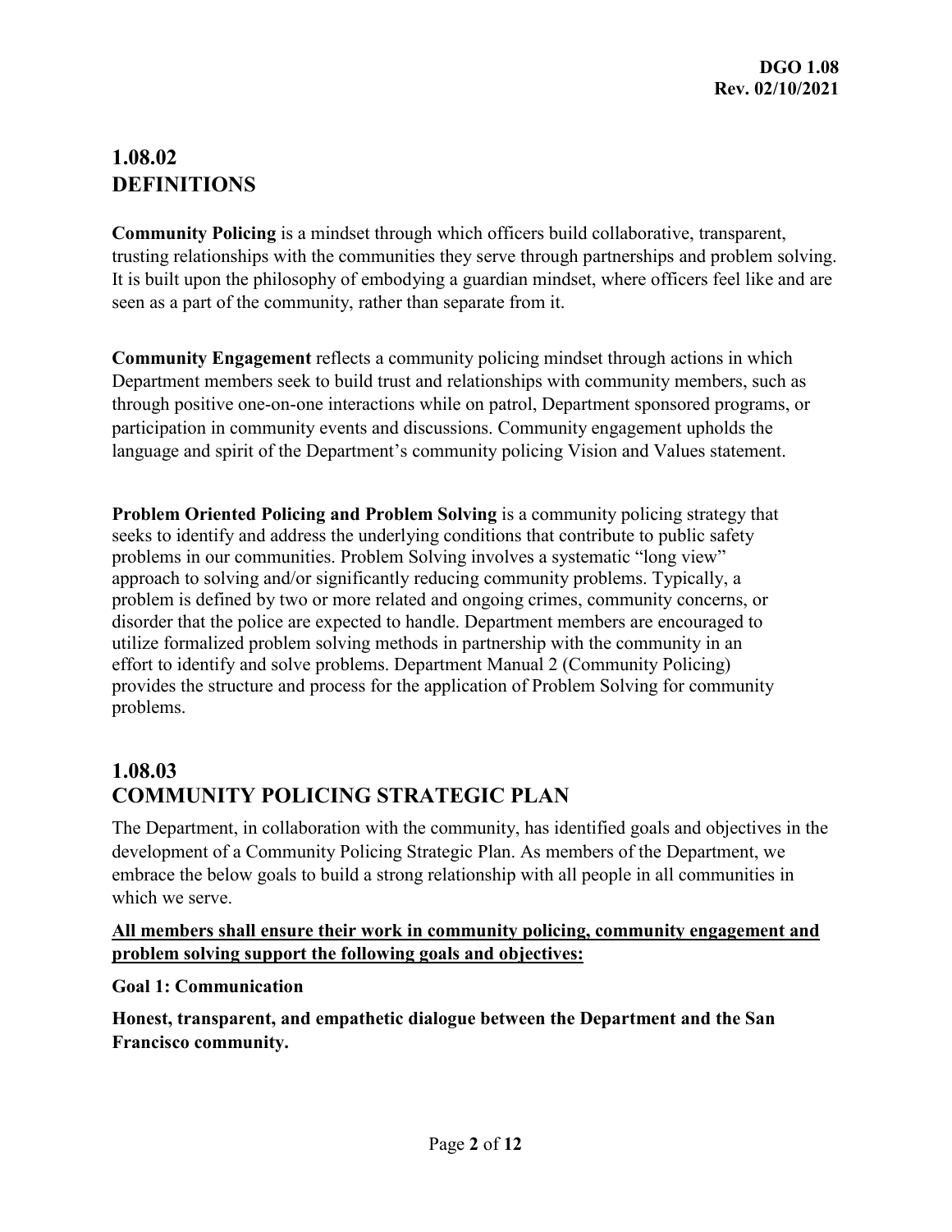## 1.08.02 DEFINITIONS

**Community Policing** is a mindset through which officers build collaborative, transparent, trusting relationships with the communities they serve through partnerships and problem solving. It is built upon the philosophy of embodying a guardian mindset, where officers feel like and are seen as a part of the community, rather than separate from it.

**Community Engagement** reflects a community policing mindset through actions in which Department members seek to build trust and relationships with community members, such as through positive one-on-one interactions while on patrol, Department sponsored programs, or participation in community events and discussions. Community engagement upholds the language and spirit of the Department's community policing Vision and Values statement.

**Problem Oriented Policing and Problem Solving** is a community policing strategy that seeks to identify and address the underlying conditions that contribute to public safety problems in our communities. Problem Solving involves a systematic "long view" approach to solving and/or significantly reducing community problems. Typically, a problem is defined by two or more related and ongoing crimes, community concerns, or disorder that the police are expected to handle. Department members are encouraged to utilize formalized problem solving methods in partnership with the community in an effort to identify and solve problems. Department Manual 2 (Community Policing) provides the structure and process for the application of Problem Solving for community problems.

## 1.08.03 COMMUNITY POLICING STRATEGIC PLAN

The Department, in collaboration with the community, has identified goals and objectives in the development of a Community Policing Strategic Plan. As members of the Department, we embrace the below goals to build a strong relationship with all people in all communities in which we serve.

**All members shall ensure their work in community policing, community engagement and problem solving support the following goals and objectives:**

**Goal 1: Communication**

**Honest, transparent, and empathetic dialogue between the Department and the San Francisco community.**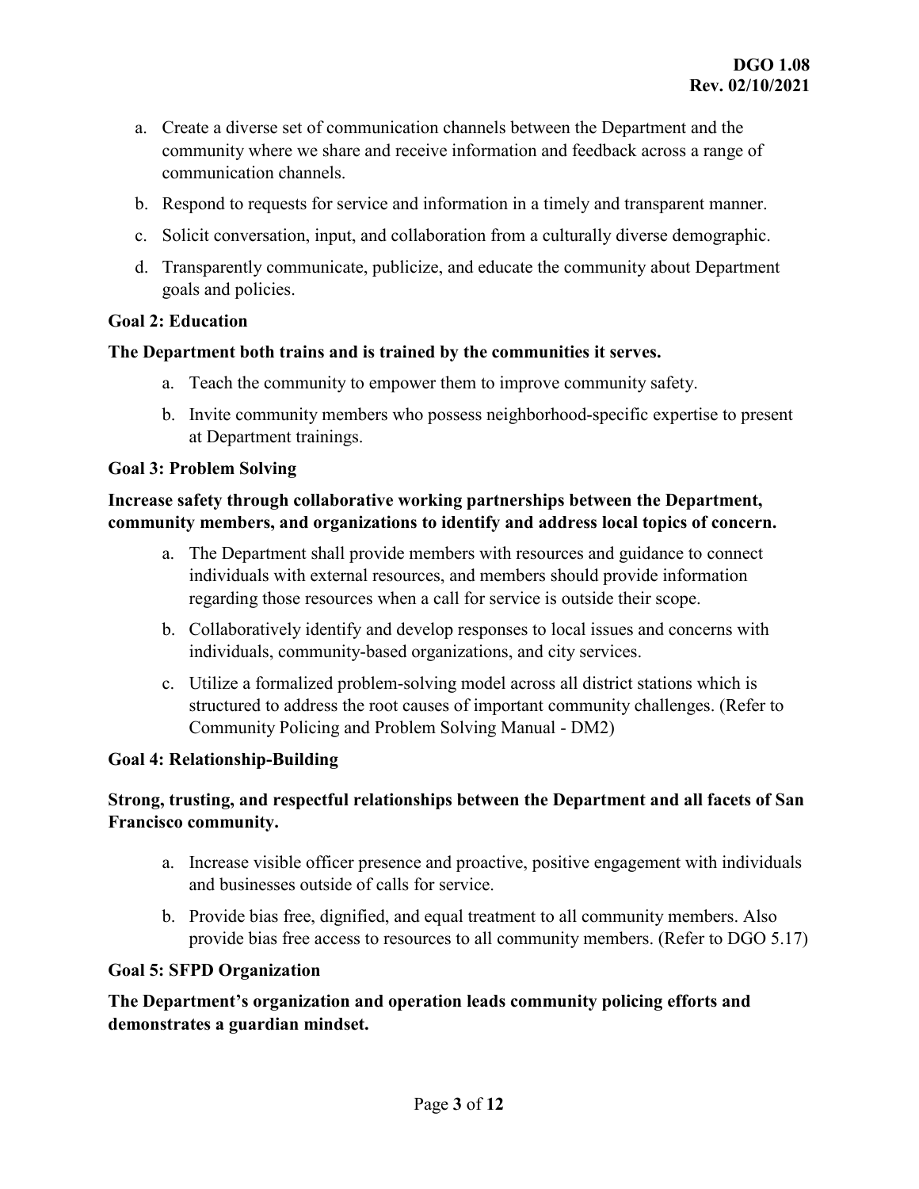a. Create a diverse set of communication channels between the Department and the community where we share and receive information and feedback across a range of communication channels.

b. Respond to requests for service and information in a timely and transparent manner.

c. Solicit conversation, input, and collaboration from a culturally diverse demographic.

d. Transparently communicate, publicize, and educate the community about Department goals and policies.

**Goal 2: Education**

**The Department both trains and is trained by the communities it serves.**

a. Teach the community to empower them to improve community safety.

b. Invite community members who possess neighborhood-specific expertise to present at Department trainings.

**Goal 3: Problem Solving**

**Increase safety through collaborative working partnerships between the Department, community members, and organizations to identify and address local topics of concern.**

a. The Department shall provide members with resources and guidance to connect individuals with external resources, and members should provide information regarding those resources when a call for service is outside their scope.

b. Collaboratively identify and develop responses to local issues and concerns with individuals, community-based organizations, and city services.

c. Utilize a formalized problem-solving model across all district stations which is structured to address the root causes of important community challenges. (Refer to Community Policing and Problem Solving Manual - DM2)

**Goal 4: Relationship-Building**

**Strong, trusting, and respectful relationships between the Department and all facets of San Francisco community.**

a. Increase visible officer presence and proactive, positive engagement with individuals and businesses outside of calls for service.

b. Provide bias free, dignified, and equal treatment to all community members. Also provide bias free access to resources to all community members. (Refer to DGO 5.17)

**Goal 5: SFPD Organization**

**The Department's organization and operation leads community policing efforts and demonstrates a guardian mindset.**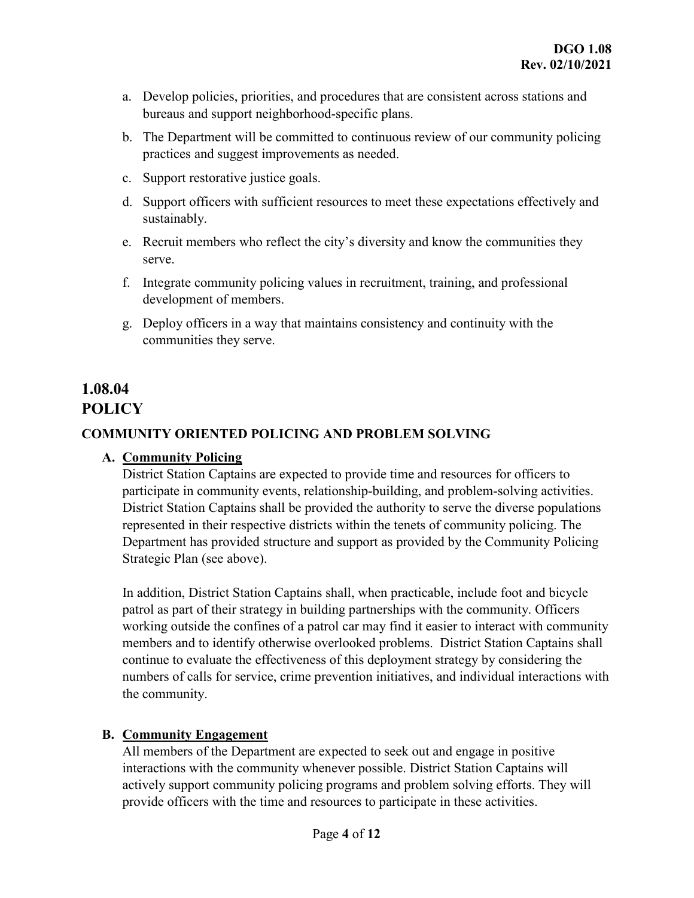a. Develop policies, priorities, and procedures that are consistent across stations and bureaus and support neighborhood-specific plans.

b. The Department will be committed to continuous review of our community policing practices and suggest improvements as needed.

c. Support restorative justice goals.

d. Support officers with sufficient resources to meet these expectations effectively and sustainably.

e. Recruit members who reflect the city's diversity and know the communities they serve.

f. Integrate community policing values in recruitment, training, and professional development of members.

g. Deploy officers in a way that maintains consistency and continuity with the communities they serve.

## 1.08.04 POLICY

### COMMUNITY ORIENTED POLICING AND PROBLEM SOLVING

**A. Community Policing**

District Station Captains are expected to provide time and resources for officers to participate in community events, relationship-building, and problem-solving activities. District Station Captains shall be provided the authority to serve the diverse populations represented in their respective districts within the tenets of community policing. The Department has provided structure and support as provided by the Community Policing Strategic Plan (see above).

In addition, District Station Captains shall, when practicable, include foot and bicycle patrol as part of their strategy in building partnerships with the community. Officers working outside the confines of a patrol car may find it easier to interact with community members and to identify otherwise overlooked problems. District Station Captains shall continue to evaluate the effectiveness of this deployment strategy by considering the numbers of calls for service, crime prevention initiatives, and individual interactions with the community.

**B. Community Engagement**

All members of the Department are expected to seek out and engage in positive interactions with the community whenever possible. District Station Captains will actively support community policing programs and problem solving efforts. They will provide officers with the time and resources to participate in these activities.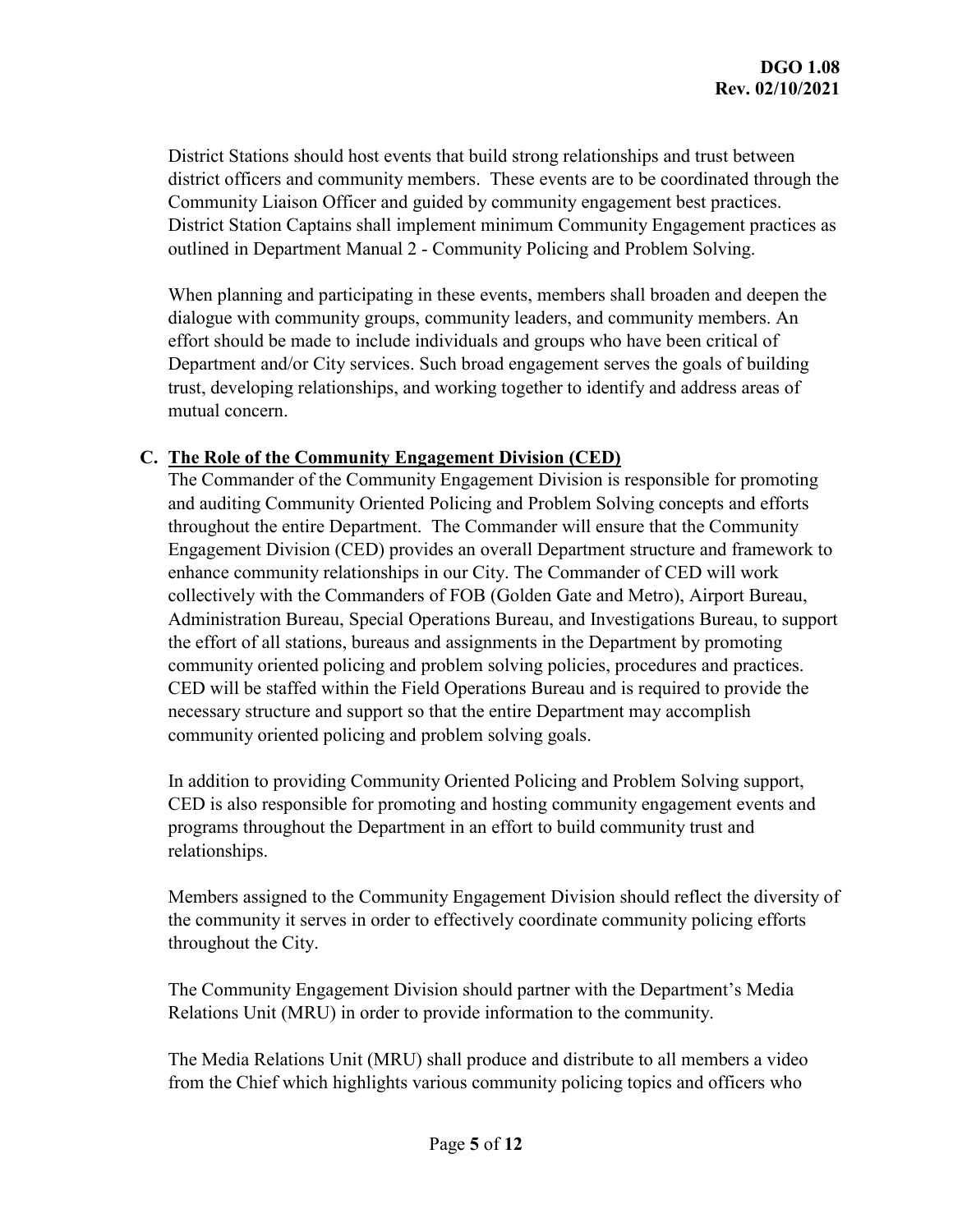District Stations should host events that build strong relationships and trust between district officers and community members. These events are to be coordinated through the Community Liaison Officer and guided by community engagement best practices. District Station Captains shall implement minimum Community Engagement practices as outlined in Department Manual 2 - Community Policing and Problem Solving.

When planning and participating in these events, members shall broaden and deepen the dialogue with community groups, community leaders, and community members. An effort should be made to include individuals and groups who have been critical of Department and/or City services. Such broad engagement serves the goals of building trust, developing relationships, and working together to identify and address areas of mutual concern.

**C. <u>The Role of the Community Engagement Division (CED)</u>**

The Commander of the Community Engagement Division is responsible for promoting and auditing Community Oriented Policing and Problem Solving concepts and efforts throughout the entire Department. The Commander will ensure that the Community Engagement Division (CED) provides an overall Department structure and framework to enhance community relationships in our City. The Commander of CED will work collectively with the Commanders of FOB (Golden Gate and Metro), Airport Bureau, Administration Bureau, Special Operations Bureau, and Investigations Bureau, to support the effort of all stations, bureaus and assignments in the Department by promoting community oriented policing and problem solving policies, procedures and practices. CED will be staffed within the Field Operations Bureau and is required to provide the necessary structure and support so that the entire Department may accomplish community oriented policing and problem solving goals.

In addition to providing Community Oriented Policing and Problem Solving support, CED is also responsible for promoting and hosting community engagement events and programs throughout the Department in an effort to build community trust and relationships.

Members assigned to the Community Engagement Division should reflect the diversity of the community it serves in order to effectively coordinate community policing efforts throughout the City.

The Community Engagement Division should partner with the Department's Media Relations Unit (MRU) in order to provide information to the community.

The Media Relations Unit (MRU) shall produce and distribute to all members a video from the Chief which highlights various community policing topics and officers who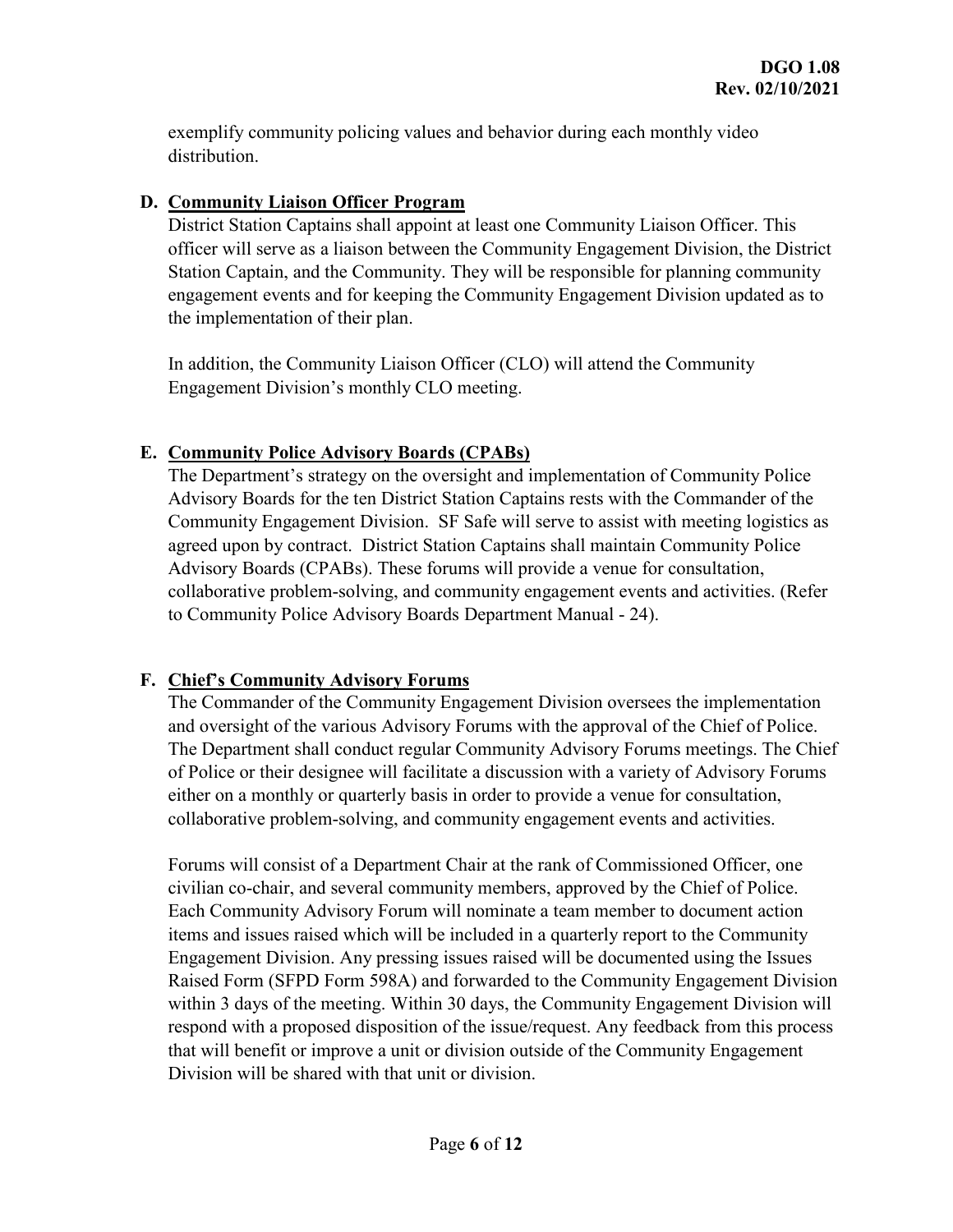exemplify community policing values and behavior during each monthly video distribution.

**D. Community Liaison Officer Program**

District Station Captains shall appoint at least one Community Liaison Officer. This officer will serve as a liaison between the Community Engagement Division, the District Station Captain, and the Community. They will be responsible for planning community engagement events and for keeping the Community Engagement Division updated as to the implementation of their plan.

In addition, the Community Liaison Officer (CLO) will attend the Community Engagement Division's monthly CLO meeting.

**E. Community Police Advisory Boards (CPABs)**

The Department's strategy on the oversight and implementation of Community Police Advisory Boards for the ten District Station Captains rests with the Commander of the Community Engagement Division. SF Safe will serve to assist with meeting logistics as agreed upon by contract. District Station Captains shall maintain Community Police Advisory Boards (CPABs). These forums will provide a venue for consultation, collaborative problem-solving, and community engagement events and activities. (Refer to Community Police Advisory Boards Department Manual - 24).

**F. Chief's Community Advisory Forums**

The Commander of the Community Engagement Division oversees the implementation and oversight of the various Advisory Forums with the approval of the Chief of Police. The Department shall conduct regular Community Advisory Forums meetings. The Chief of Police or their designee will facilitate a discussion with a variety of Advisory Forums either on a monthly or quarterly basis in order to provide a venue for consultation, collaborative problem-solving, and community engagement events and activities.

Forums will consist of a Department Chair at the rank of Commissioned Officer, one civilian co-chair, and several community members, approved by the Chief of Police. Each Community Advisory Forum will nominate a team member to document action items and issues raised which will be included in a quarterly report to the Community Engagement Division. Any pressing issues raised will be documented using the Issues Raised Form (SFPD Form 598A) and forwarded to the Community Engagement Division within 3 days of the meeting. Within 30 days, the Community Engagement Division will respond with a proposed disposition of the issue/request. Any feedback from this process that will benefit or improve a unit or division outside of the Community Engagement Division will be shared with that unit or division.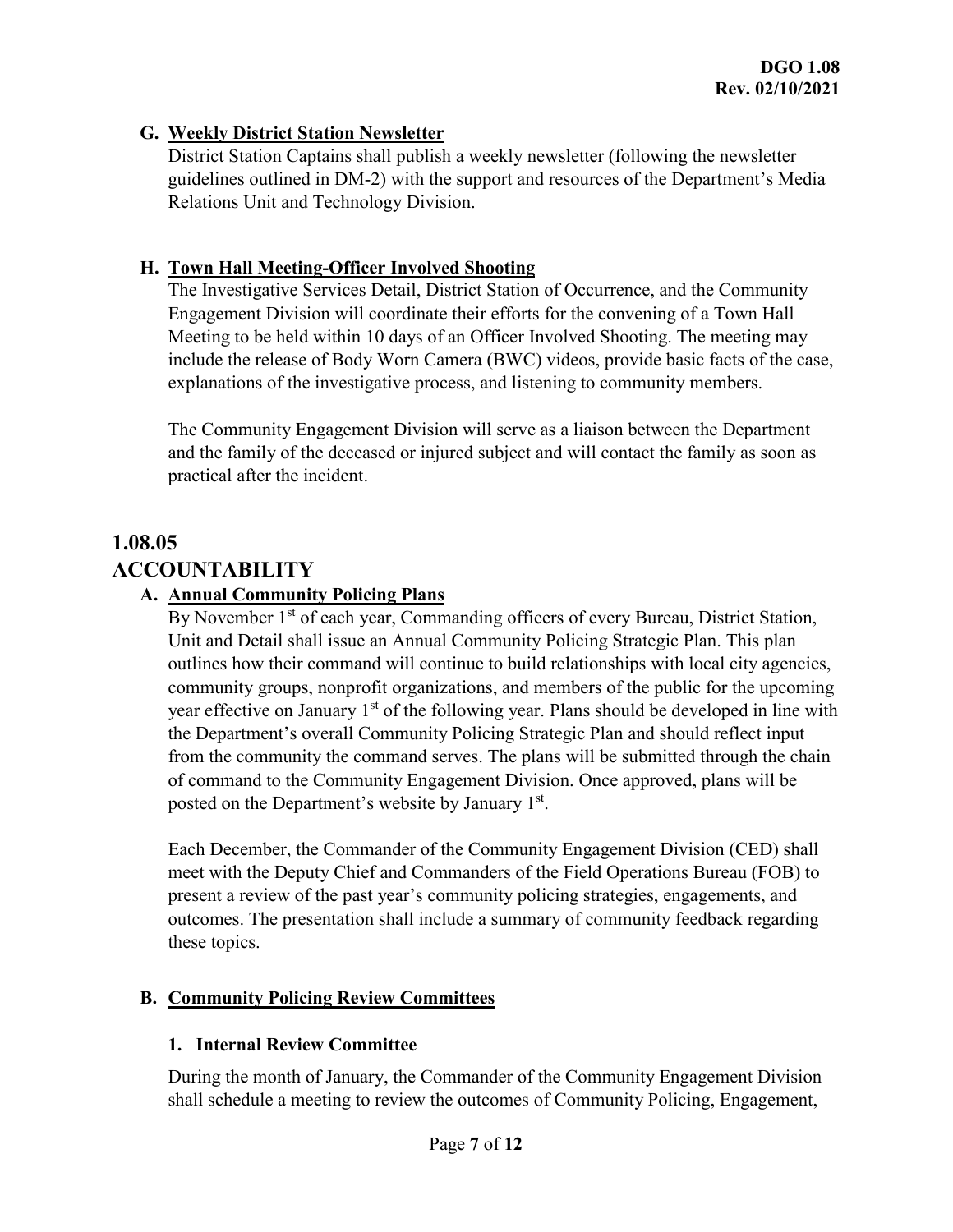### G. Weekly District Station Newsletter

District Station Captains shall publish a weekly newsletter (following the newsletter guidelines outlined in DM-2) with the support and resources of the Department's Media Relations Unit and Technology Division.

### H. Town Hall Meeting-Officer Involved Shooting

The Investigative Services Detail, District Station of Occurrence, and the Community Engagement Division will coordinate their efforts for the convening of a Town Hall Meeting to be held within 10 days of an Officer Involved Shooting. The meeting may include the release of Body Worn Camera (BWC) videos, provide basic facts of the case, explanations of the investigative process, and listening to community members.

The Community Engagement Division will serve as a liaison between the Department and the family of the deceased or injured subject and will contact the family as soon as practical after the incident.

## 1.08.05 ACCOUNTABILITY

### A. Annual Community Policing Plans

By November 1st of each year, Commanding officers of every Bureau, District Station, Unit and Detail shall issue an Annual Community Policing Strategic Plan. This plan outlines how their command will continue to build relationships with local city agencies, community groups, nonprofit organizations, and members of the public for the upcoming year effective on January 1st of the following year. Plans should be developed in line with the Department's overall Community Policing Strategic Plan and should reflect input from the community the command serves. The plans will be submitted through the chain of command to the Community Engagement Division. Once approved, plans will be posted on the Department's website by January 1st.

Each December, the Commander of the Community Engagement Division (CED) shall meet with the Deputy Chief and Commanders of the Field Operations Bureau (FOB) to present a review of the past year's community policing strategies, engagements, and outcomes. The presentation shall include a summary of community feedback regarding these topics.

### B. Community Policing Review Committees

#### 1. Internal Review Committee

During the month of January, the Commander of the Community Engagement Division shall schedule a meeting to review the outcomes of Community Policing, Engagement,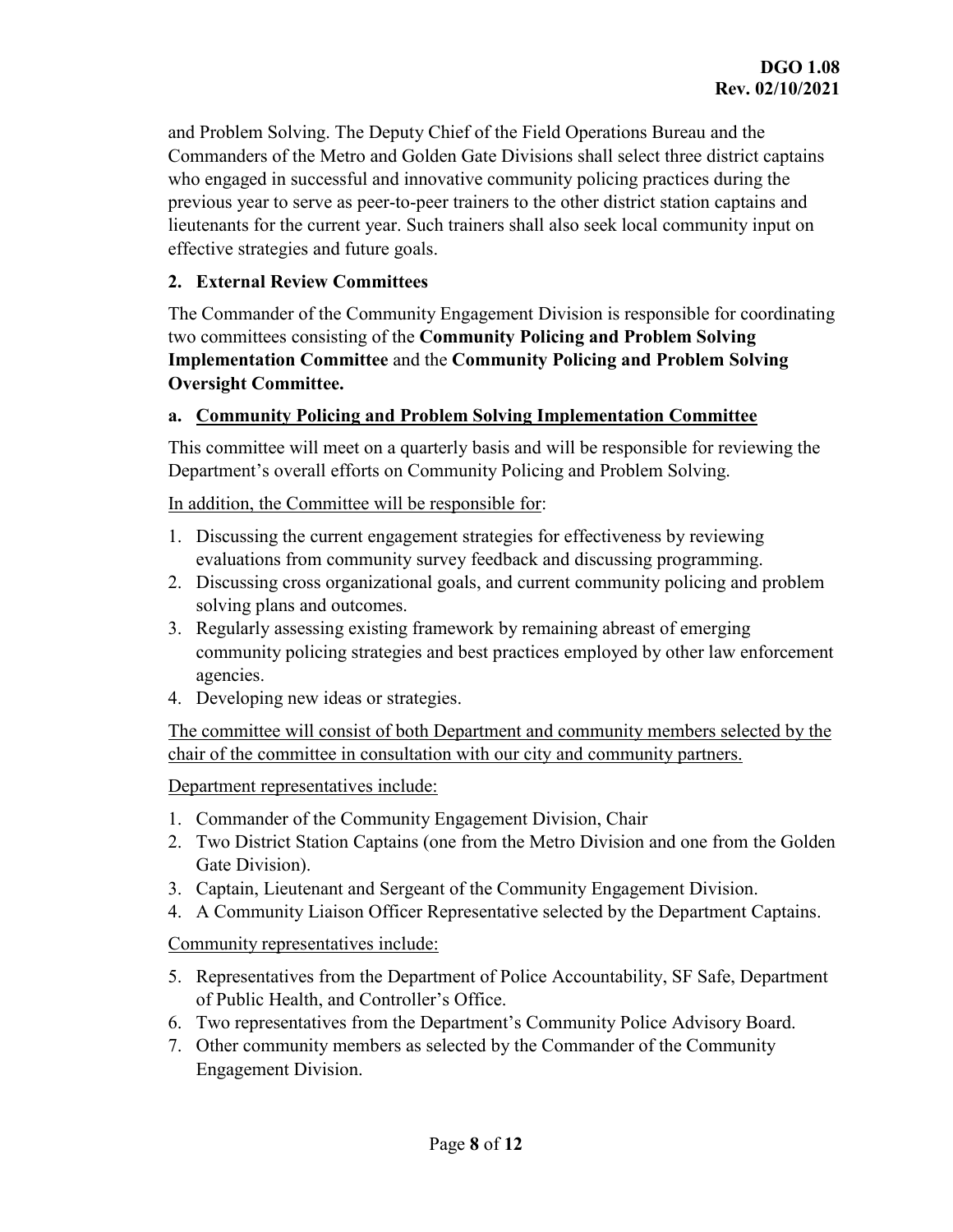and Problem Solving. The Deputy Chief of the Field Operations Bureau and the Commanders of the Metro and Golden Gate Divisions shall select three district captains who engaged in successful and innovative community policing practices during the previous year to serve as peer-to-peer trainers to the other district station captains and lieutenants for the current year. Such trainers shall also seek local community input on effective strategies and future goals.

**2. External Review Committees**

The Commander of the Community Engagement Division is responsible for coordinating two committees consisting of the **Community Policing and Problem Solving Implementation Committee** and the **Community Policing and Problem Solving Oversight Committee.**

**a. <u>Community Policing and Problem Solving Implementation Committee</u>**

This committee will meet on a quarterly basis and will be responsible for reviewing the Department's overall efforts on Community Policing and Problem Solving.

<u>In addition, the Committee will be responsible for</u>:

1. Discussing the current engagement strategies for effectiveness by reviewing evaluations from community survey feedback and discussing programming.
2. Discussing cross organizational goals, and current community policing and problem solving plans and outcomes.
3. Regularly assessing existing framework by remaining abreast of emerging community policing strategies and best practices employed by other law enforcement agencies.
4. Developing new ideas or strategies.

<u>The committee will consist of both Department and community members selected by the chair of the committee in consultation with our city and community partners.</u>

<u>Department representatives include:</u>

1. Commander of the Community Engagement Division, Chair
2. Two District Station Captains (one from the Metro Division and one from the Golden Gate Division).
3. Captain, Lieutenant and Sergeant of the Community Engagement Division.
4. A Community Liaison Officer Representative selected by the Department Captains.

<u>Community representatives include:</u>

5. Representatives from the Department of Police Accountability, SF Safe, Department of Public Health, and Controller's Office.
6. Two representatives from the Department's Community Police Advisory Board.
7. Other community members as selected by the Commander of the Community Engagement Division.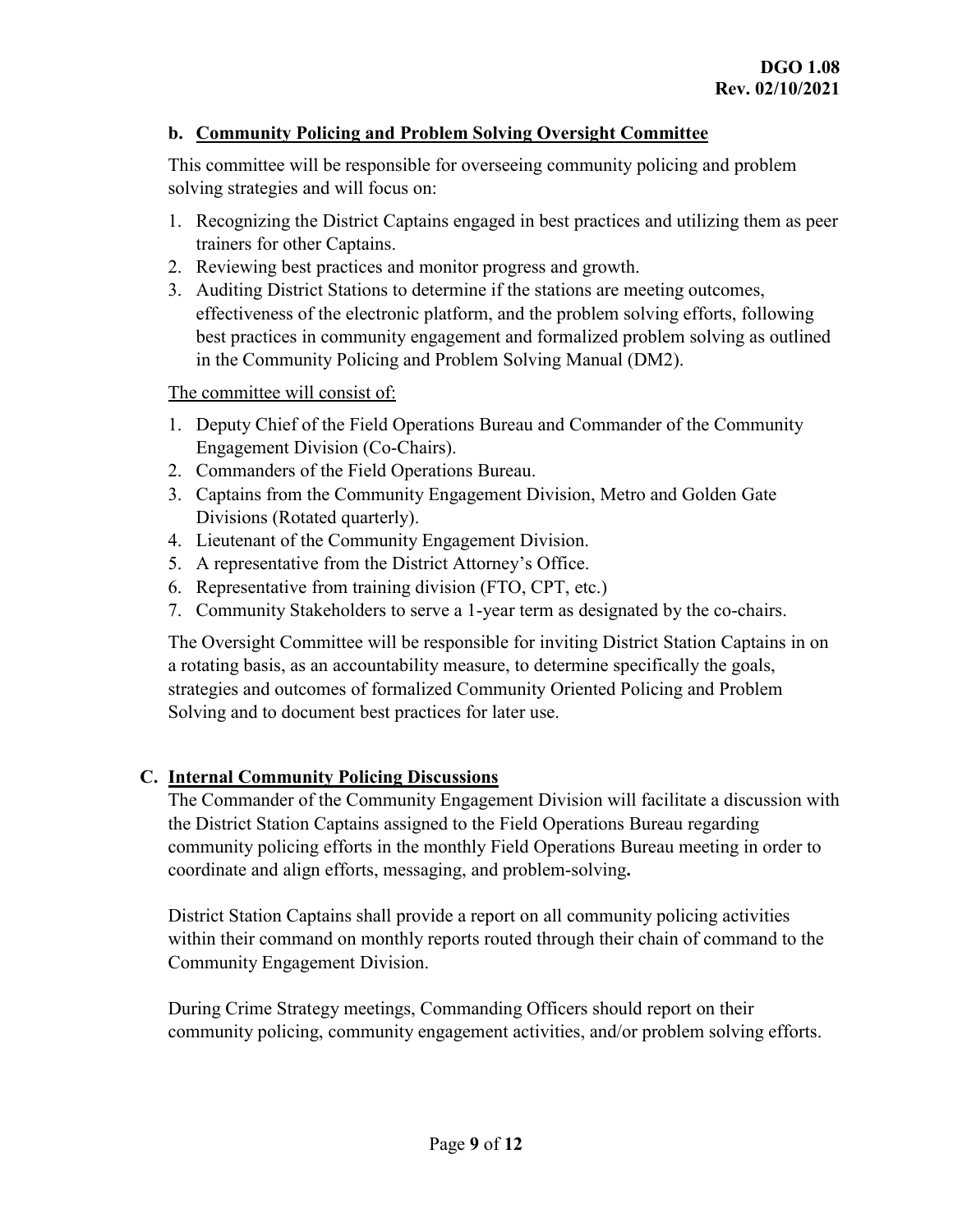### b. Community Policing and Problem Solving Oversight Committee

This committee will be responsible for overseeing community policing and problem solving strategies and will focus on:

1. Recognizing the District Captains engaged in best practices and utilizing them as peer trainers for other Captains.
2. Reviewing best practices and monitor progress and growth.
3. Auditing District Stations to determine if the stations are meeting outcomes, effectiveness of the electronic platform, and the problem solving efforts, following best practices in community engagement and formalized problem solving as outlined in the Community Policing and Problem Solving Manual (DM2).

The committee will consist of:

1. Deputy Chief of the Field Operations Bureau and Commander of the Community Engagement Division (Co-Chairs).
2. Commanders of the Field Operations Bureau.
3. Captains from the Community Engagement Division, Metro and Golden Gate Divisions (Rotated quarterly).
4. Lieutenant of the Community Engagement Division.
5. A representative from the District Attorney's Office.
6. Representative from training division (FTO, CPT, etc.)
7. Community Stakeholders to serve a 1-year term as designated by the co-chairs.

The Oversight Committee will be responsible for inviting District Station Captains in on a rotating basis, as an accountability measure, to determine specifically the goals, strategies and outcomes of formalized Community Oriented Policing and Problem Solving and to document best practices for later use.

## C. Internal Community Policing Discussions

The Commander of the Community Engagement Division will facilitate a discussion with the District Station Captains assigned to the Field Operations Bureau regarding community policing efforts in the monthly Field Operations Bureau meeting in order to coordinate and align efforts, messaging, and problem-solving**.**

District Station Captains shall provide a report on all community policing activities within their command on monthly reports routed through their chain of command to the Community Engagement Division.

During Crime Strategy meetings, Commanding Officers should report on their community policing, community engagement activities, and/or problem solving efforts.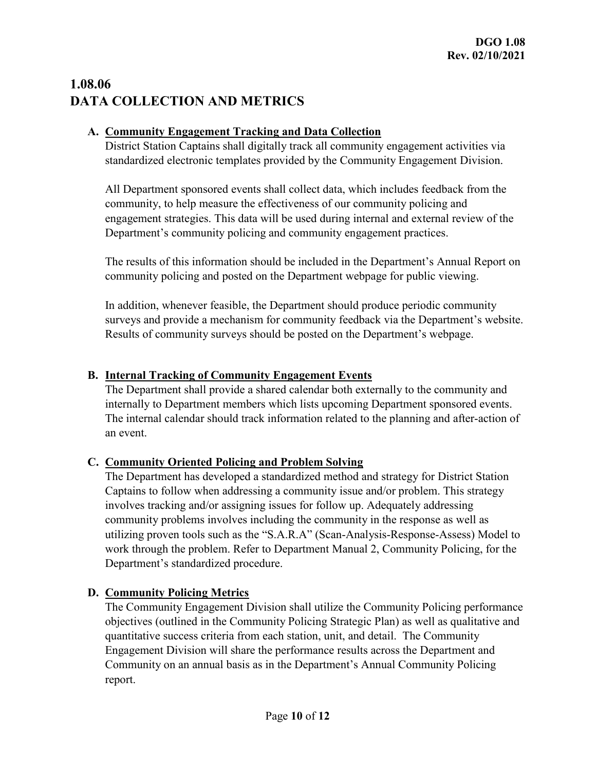# 1.08.06 DATA COLLECTION AND METRICS

**A. Community Engagement Tracking and Data Collection**

District Station Captains shall digitally track all community engagement activities via standardized electronic templates provided by the Community Engagement Division.

All Department sponsored events shall collect data, which includes feedback from the community, to help measure the effectiveness of our community policing and engagement strategies. This data will be used during internal and external review of the Department's community policing and community engagement practices.

The results of this information should be included in the Department's Annual Report on community policing and posted on the Department webpage for public viewing.

In addition, whenever feasible, the Department should produce periodic community surveys and provide a mechanism for community feedback via the Department's website. Results of community surveys should be posted on the Department's webpage.

**B. Internal Tracking of Community Engagement Events**

The Department shall provide a shared calendar both externally to the community and internally to Department members which lists upcoming Department sponsored events. The internal calendar should track information related to the planning and after-action of an event.

**C. Community Oriented Policing and Problem Solving**

The Department has developed a standardized method and strategy for District Station Captains to follow when addressing a community issue and/or problem. This strategy involves tracking and/or assigning issues for follow up. Adequately addressing community problems involves including the community in the response as well as utilizing proven tools such as the "S.A.R.A" (Scan-Analysis-Response-Assess) Model to work through the problem. Refer to Department Manual 2, Community Policing, for the Department's standardized procedure.

**D. Community Policing Metrics**

The Community Engagement Division shall utilize the Community Policing performance objectives (outlined in the Community Policing Strategic Plan) as well as qualitative and quantitative success criteria from each station, unit, and detail. The Community Engagement Division will share the performance results across the Department and Community on an annual basis as in the Department's Annual Community Policing report.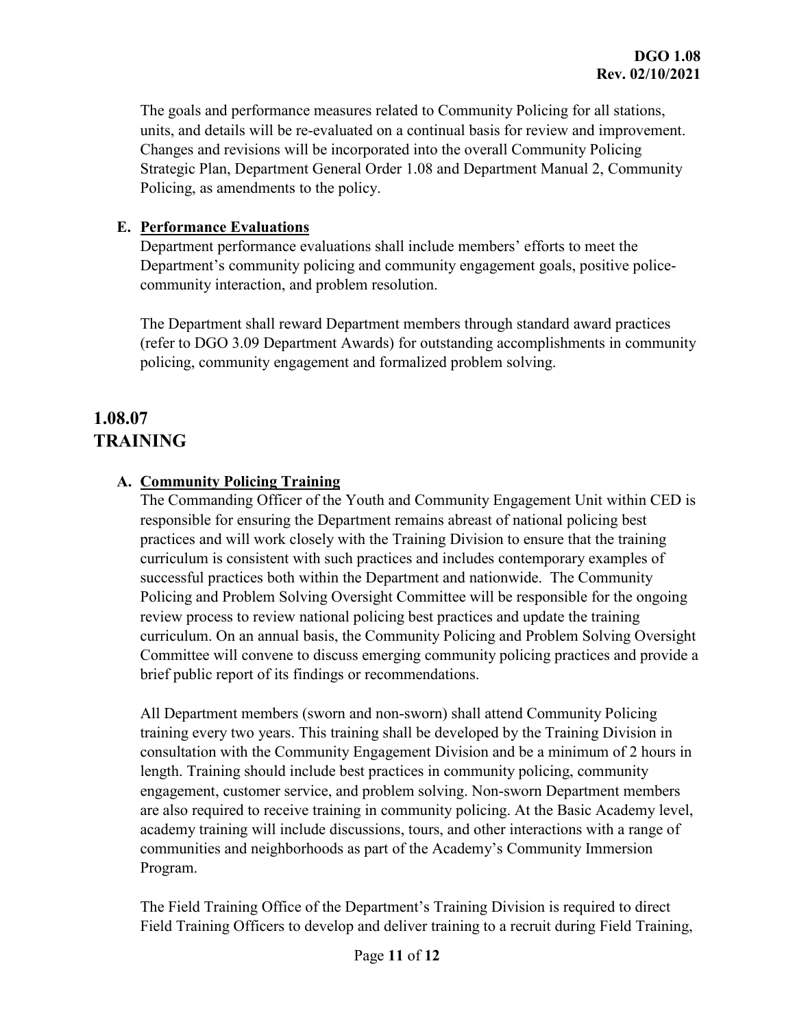The goals and performance measures related to Community Policing for all stations, units, and details will be re-evaluated on a continual basis for review and improvement. Changes and revisions will be incorporated into the overall Community Policing Strategic Plan, Department General Order 1.08 and Department Manual 2, Community Policing, as amendments to the policy.

**E. Performance Evaluations**

Department performance evaluations shall include members' efforts to meet the Department's community policing and community engagement goals, positive police-community interaction, and problem resolution.

The Department shall reward Department members through standard award practices (refer to DGO 3.09 Department Awards) for outstanding accomplishments in community policing, community engagement and formalized problem solving.

## 1.08.07 TRAINING

**A. Community Policing Training**

The Commanding Officer of the Youth and Community Engagement Unit within CED is responsible for ensuring the Department remains abreast of national policing best practices and will work closely with the Training Division to ensure that the training curriculum is consistent with such practices and includes contemporary examples of successful practices both within the Department and nationwide. The Community Policing and Problem Solving Oversight Committee will be responsible for the ongoing review process to review national policing best practices and update the training curriculum. On an annual basis, the Community Policing and Problem Solving Oversight Committee will convene to discuss emerging community policing practices and provide a brief public report of its findings or recommendations.

All Department members (sworn and non-sworn) shall attend Community Policing training every two years. This training shall be developed by the Training Division in consultation with the Community Engagement Division and be a minimum of 2 hours in length. Training should include best practices in community policing, community engagement, customer service, and problem solving. Non-sworn Department members are also required to receive training in community policing. At the Basic Academy level, academy training will include discussions, tours, and other interactions with a range of communities and neighborhoods as part of the Academy's Community Immersion Program.

The Field Training Office of the Department's Training Division is required to direct Field Training Officers to develop and deliver training to a recruit during Field Training,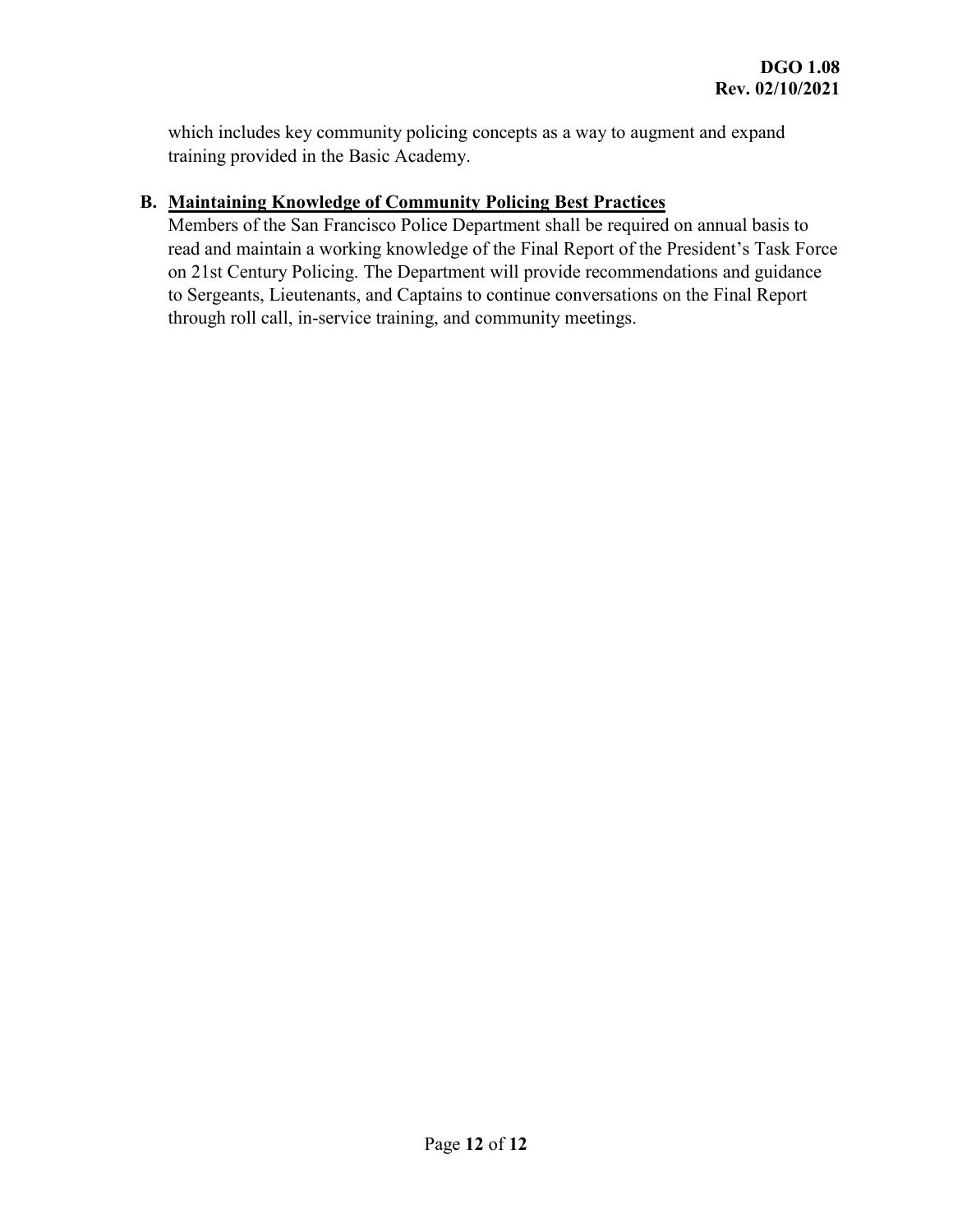which includes key community policing concepts as a way to augment and expand training provided in the Basic Academy.

**B. <u>Maintaining Knowledge of Community Policing Best Practices</u>**

Members of the San Francisco Police Department shall be required on annual basis to read and maintain a working knowledge of the Final Report of the President's Task Force on 21st Century Policing. The Department will provide recommendations and guidance to Sergeants, Lieutenants, and Captains to continue conversations on the Final Report through roll call, in-service training, and community meetings.